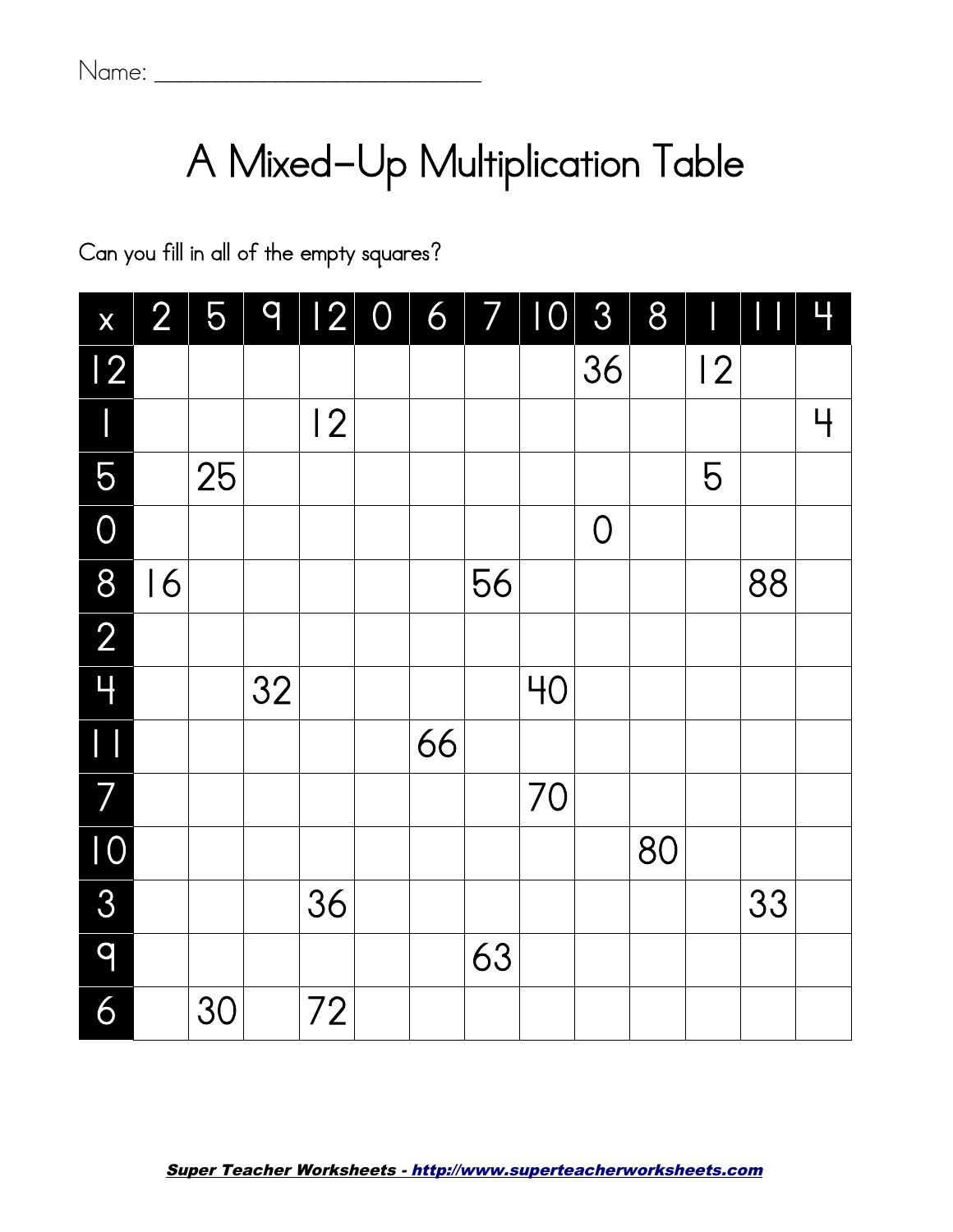Name: ______________________________

# A Mixed-Up Multiplication Table

Can you fill in all of the empty squares?

| x | 2 | 5 | 9 | 12 | 0 | 6 | 7 | 10 | 3 | 8 | 1 | 11 | 4 |
|---|---|---|---|---|---|---|---|---|---|---|---|---|---|
| 12 | | | | | | | | | 36 | | 12 | | |
| 1 | | | | 12 | | | | | | | | | 4 |
| 5 | | 25 | | | | | | | | | 5 | | |
| 0 | | | | | | | | | 0 | | | | |
| 8 | 16 | | | | | | 56 | | | | | 88 | |
| 2 | | | | | | | | | | | | | |
| 4 | | | 32 | | | | | 40 | | | | | |
| 11 | | | | | | 66 | | | | | | | |
| 7 | | | | | | | | 70 | | | | | |
| 10 | | | | | | | | | | 80 | | | |
| 3 | | | | 36 | | | | | | | | 33 | |
| 9 | | | | | | | 63 | | | | | | |
| 6 | | 30 | | 72 | | | | | | | | | |

*Super Teacher Worksheets - http://www.superteacherworksheets.com*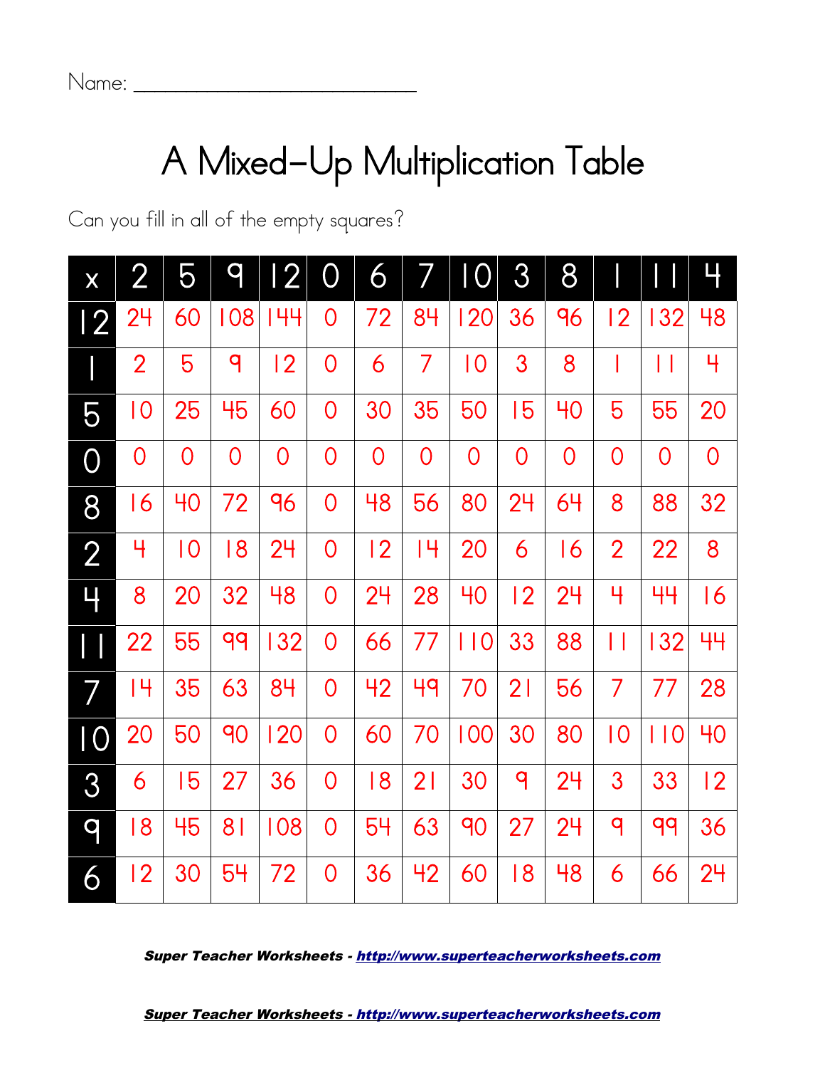Name: ______________________________

# A Mixed-Up Multiplication Table

Can you fill in all of the empty squares?

| x | 2 | 5 | 9 | 12 | 0 | 6 | 7 | 10 | 3 | 8 | 1 | 11 | 4 |
|---|---|---|---|---|---|---|---|---|---|---|---|---|---|
| 12 | 24 | 60 | 108 | 144 | 0 | 72 | 84 | 120 | 36 | 96 | 12 | 132 | 48 |
| 1 | 2 | 5 | 9 | 12 | 0 | 6 | 7 | 10 | 3 | 8 | 1 | 11 | 4 |
| 5 | 10 | 25 | 45 | 60 | 0 | 30 | 35 | 50 | 15 | 40 | 5 | 55 | 20 |
| 0 | 0 | 0 | 0 | 0 | 0 | 0 | 0 | 0 | 0 | 0 | 0 | 0 | 0 |
| 8 | 16 | 40 | 72 | 96 | 0 | 48 | 56 | 80 | 24 | 64 | 8 | 88 | 32 |
| 2 | 4 | 10 | 18 | 24 | 0 | 12 | 14 | 20 | 6 | 16 | 2 | 22 | 8 |
| 4 | 8 | 20 | 32 | 48 | 0 | 24 | 28 | 40 | 12 | 24 | 4 | 44 | 16 |
| 11 | 22 | 55 | 99 | 132 | 0 | 66 | 77 | 110 | 33 | 88 | 11 | 132 | 44 |
| 7 | 14 | 35 | 63 | 84 | 0 | 42 | 49 | 70 | 21 | 56 | 7 | 77 | 28 |
| 10 | 20 | 50 | 90 | 120 | 0 | 60 | 70 | 100 | 30 | 80 | 10 | 110 | 40 |
| 3 | 6 | 15 | 27 | 36 | 0 | 18 | 21 | 30 | 9 | 24 | 3 | 33 | 12 |
| 9 | 18 | 45 | 81 | 108 | 0 | 54 | 63 | 90 | 27 | 24 | 9 | 99 | 36 |
| 6 | 12 | 30 | 54 | 72 | 0 | 36 | 42 | 60 | 18 | 48 | 6 | 66 | 24 |